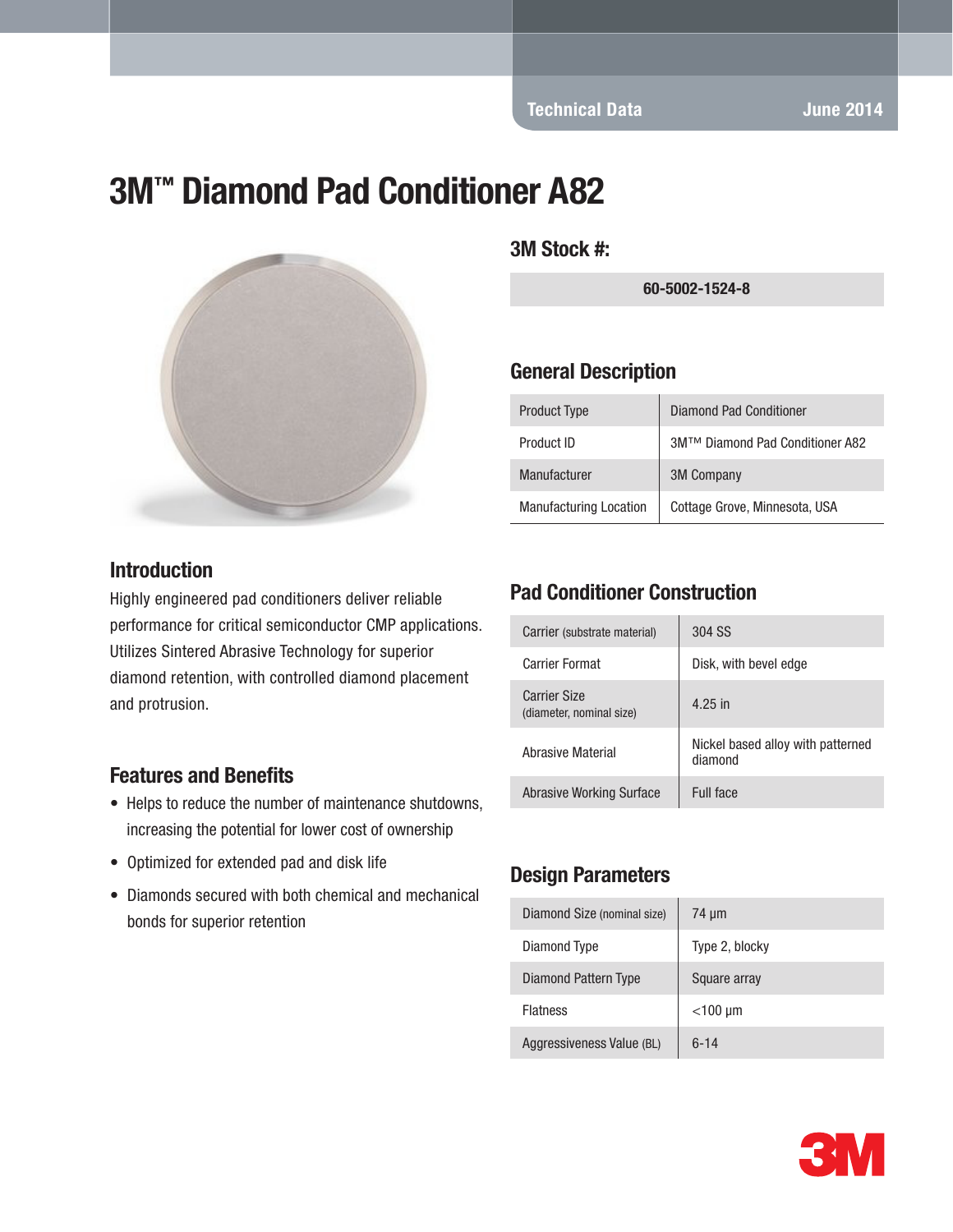Technical Data — June 2014

# 3M™ Diamond Pad Conditioner A82

## 3M Stock #:

**60-5002-1524-8**

## General Description

| | |
|---|---|
| Product Type | Diamond Pad Conditioner |
| Product ID | 3M™ Diamond Pad Conditioner A82 |
| Manufacturer | 3M Company |
| Manufacturing Location | Cottage Grove, Minnesota, USA |

## Introduction

Highly engineered pad conditioners deliver reliable performance for critical semiconductor CMP applications. Utilizes Sintered Abrasive Technology for superior diamond retention, with controlled diamond placement and protrusion.

## Features and Benefits

- Helps to reduce the number of maintenance shutdowns, increasing the potential for lower cost of ownership
- Optimized for extended pad and disk life
- Diamonds secured with both chemical and mechanical bonds for superior retention

## Pad Conditioner Construction

| | |
|---|---|
| Carrier (substrate material) | 304 SS |
| Carrier Format | Disk, with bevel edge |
| Carrier Size (diameter, nominal size) | 4.25 in |
| Abrasive Material | Nickel based alloy with patterned diamond |
| Abrasive Working Surface | Full face |

## Design Parameters

| | |
|---|---|
| Diamond Size (nominal size) | 74 µm |
| Diamond Type | Type 2, blocky |
| Diamond Pattern Type | Square array |
| Flatness | <100 µm |
| Aggressiveness Value (BL) | 6-14 |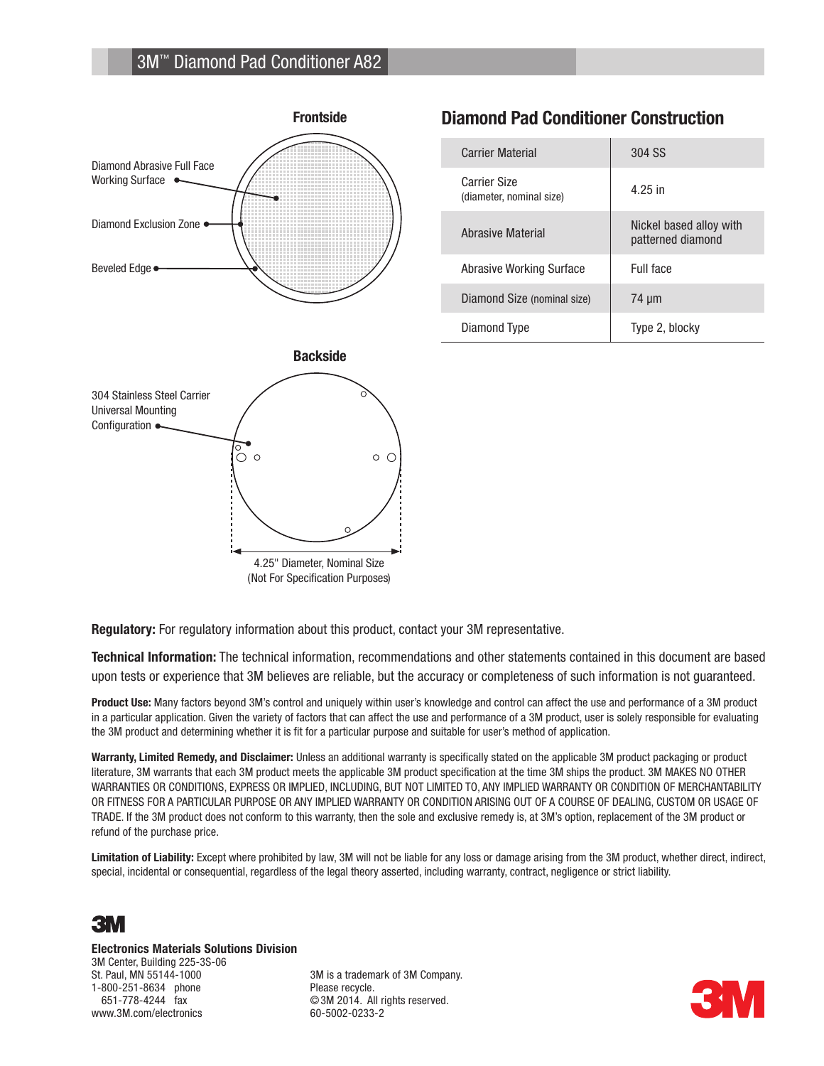## 3M™ Diamond Pad Conditioner A82

**Frontside**

Diamond Abrasive Full Face Working Surface

Diamond Exclusion Zone

Beveled Edge

**Backside**

304 Stainless Steel Carrier Universal Mounting Configuration

4.25" Diameter, Nominal Size
(Not For Specification Purposes)

## Diamond Pad Conditioner Construction

| | |
|---|---|
| Carrier Material | 304 SS |
| Carrier Size (diameter, nominal size) | 4.25 in |
| Abrasive Material | Nickel based alloy with patterned diamond |
| Abrasive Working Surface | Full face |
| Diamond Size (nominal size) | 74 µm |
| Diamond Type | Type 2, blocky |

**Regulatory:** For regulatory information about this product, contact your 3M representative.

**Technical Information:** The technical information, recommendations and other statements contained in this document are based upon tests or experience that 3M believes are reliable, but the accuracy or completeness of such information is not guaranteed.

**Product Use:** Many factors beyond 3M's control and uniquely within user's knowledge and control can affect the use and performance of a 3M product in a particular application. Given the variety of factors that can affect the use and performance of a 3M product, user is solely responsible for evaluating the 3M product and determining whether it is fit for a particular purpose and suitable for user's method of application.

**Warranty, Limited Remedy, and Disclaimer:** Unless an additional warranty is specifically stated on the applicable 3M product packaging or product literature, 3M warrants that each 3M product meets the applicable 3M product specification at the time 3M ships the product. 3M MAKES NO OTHER WARRANTIES OR CONDITIONS, EXPRESS OR IMPLIED, INCLUDING, BUT NOT LIMITED TO, ANY IMPLIED WARRANTY OR CONDITION OF MERCHANTABILITY OR FITNESS FOR A PARTICULAR PURPOSE OR ANY IMPLIED WARRANTY OR CONDITION ARISING OUT OF A COURSE OF DEALING, CUSTOM OR USAGE OF TRADE. If the 3M product does not conform to this warranty, then the sole and exclusive remedy is, at 3M's option, replacement of the 3M product or refund of the purchase price.

**Limitation of Liability:** Except where prohibited by law, 3M will not be liable for any loss or damage arising from the 3M product, whether direct, indirect, special, incidental or consequential, regardless of the legal theory asserted, including warranty, contract, negligence or strict liability.

3M

**Electronics Materials Solutions Division**
3M Center, Building 225-3S-06
St. Paul, MN 55144-1000
1-800-251-8634 phone
651-778-4244 fax
www.3M.com/electronics

3M is a trademark of 3M Company.
Please recycle.
© 3M 2014. All rights reserved.
60-5002-0233-2

3M